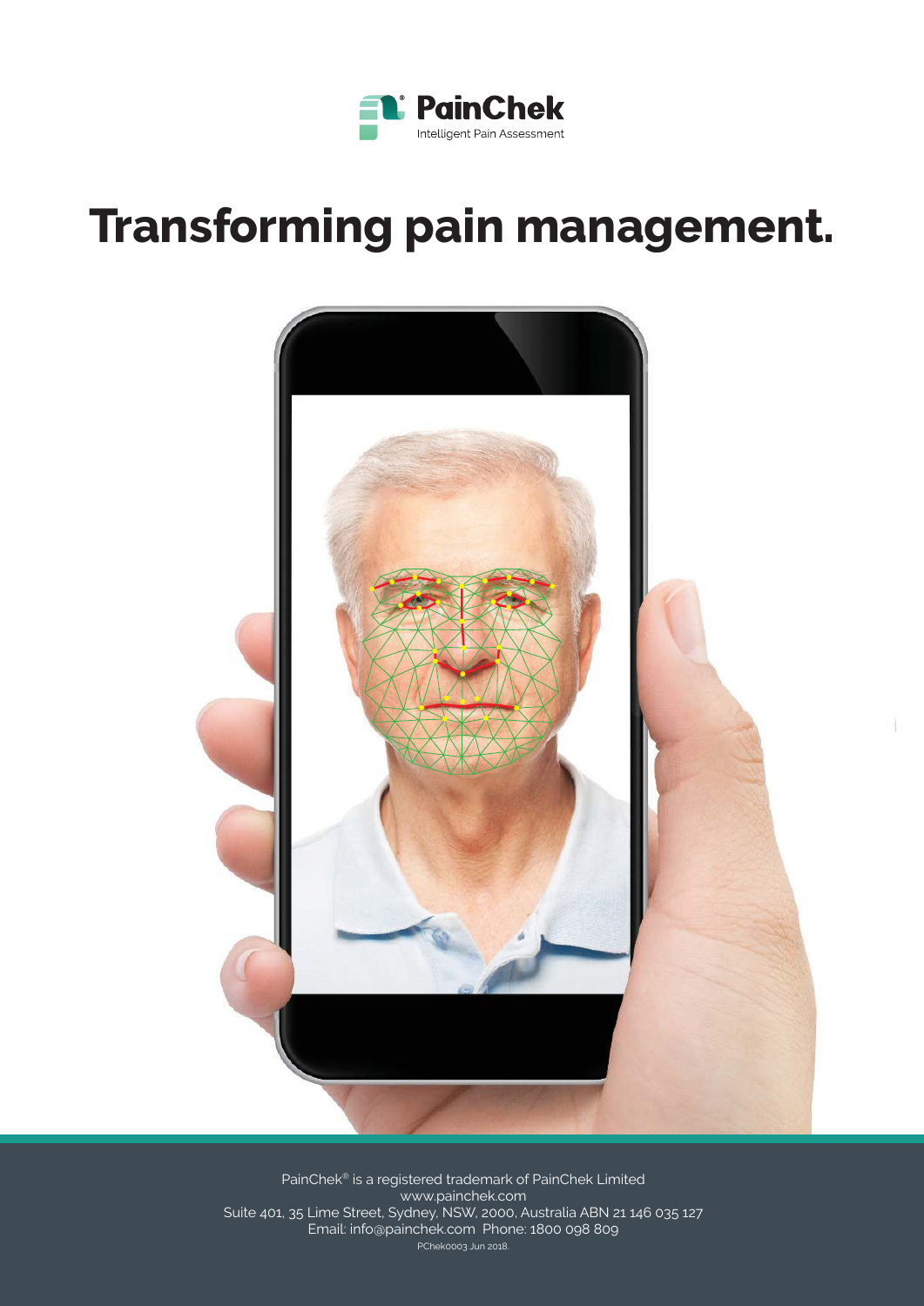PainChek®

Intelligent Pain Assessment

# Transforming pain management.

PainChek® is a registered trademark of PainChek Limited
www.painchek.com
Suite 401, 35 Lime Street, Sydney, NSW, 2000, Australia ABN 21 146 035 127
Email: info@painchek.com Phone: 1800 098 809
PChek0003 Jun 2018.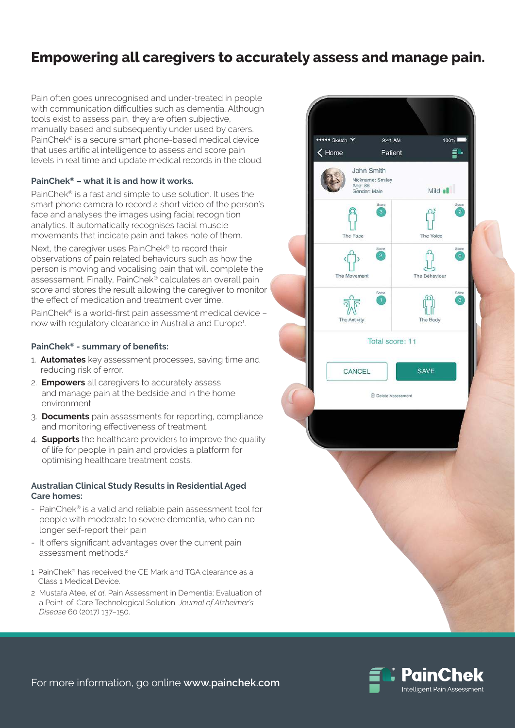# Empowering all caregivers to accurately assess and manage pain.

Pain often goes unrecognised and under-treated in people with communication difficulties such as dementia. Although tools exist to assess pain, they are often subjective, manually based and subsequently under used by carers. PainChek® is a secure smart phone-based medical device that uses artificial intelligence to assess and score pain levels in real time and update medical records in the cloud.

### PainChek® – what it is and how it works.

PainChek® is a fast and simple to use solution. It uses the smart phone camera to record a short video of the person's face and analyses the images using facial recognition analytics. It automatically recognises facial muscle movements that indicate pain and takes note of them.

Next, the caregiver uses PainChek® to record their observations of pain related behaviours such as how the person is moving and vocalising pain that will complete the assessement. Finally, PainChek® calculates an overall pain score and stores the result allowing the caregiver to monitor the effect of medication and treatment over time.

PainChek® is a world-first pain assessment medical device – now with regulatory clearance in Australia and Europe[1].

### PainChek® - summary of benefits:

1. **Automates** key assessment processes, saving time and reducing risk of error.
2. **Empowers** all caregivers to accurately assess and manage pain at the bedside and in the home environment.
3. **Documents** pain assessments for reporting, compliance and monitoring effectiveness of treatment.
4. **Supports** the healthcare providers to improve the quality of life for people in pain and provides a platform for optimising healthcare treatment costs.

### Australian Clinical Study Results in Residential Aged Care homes:

- PainChek® is a valid and reliable pain assessment tool for people with moderate to severe dementia, who can no longer self-report their pain
- It offers significant advantages over the current pain assessment methods.[2]

1 PainChek® has received the CE Mark and TGA clearance as a Class 1 Medical Device.

2 Mustafa Atee, *et al.* Pain Assessment in Dementia: Evaluation of a Point-of-Care Technological Solution. *Journal of Alzheimer's Disease* 60 (2017) 137–150.

For more information, go online **www.painchek.com**

PainChek® Intelligent Pain Assessment